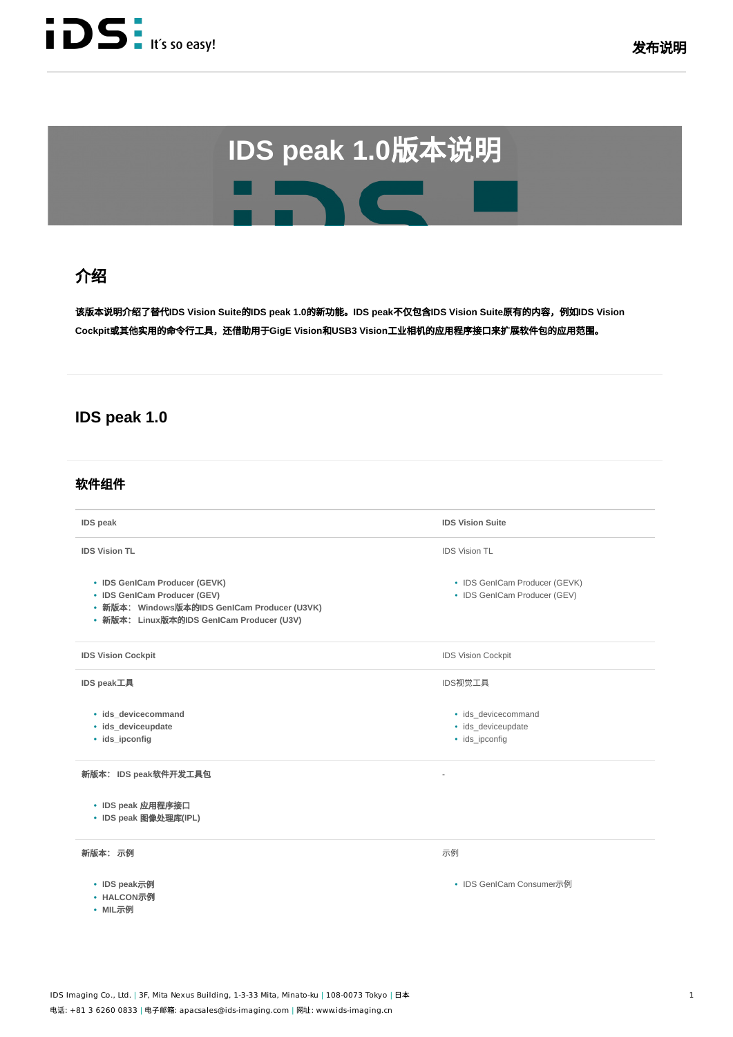# IDS peak 1.0版本说明

## 介绍

**该版本说明介绍了替代IDS Vision Suite的IDS peak 1.0的新功能。IDS peak不仅包含IDS Vision Suite原有的内容，例如IDS Vision Cockpit或其他实用的命令行工具，还借助用于GigE Vision和USB3 Vision工业相机的应用程序接口来扩展软件包的应用范围。**

## IDS peak 1.0

### 软件组件

| IDS peak | IDS Vision Suite |
|---|---|
| **IDS Vision TL**<br>• IDS GenICam Producer (GEVK)<br>• IDS GenICam Producer (GEV)<br>• 新版本：Windows版本的IDS GenICam Producer (U3VK)<br>• 新版本：Linux版本的IDS GenICam Producer (U3V) | IDS Vision TL<br>• IDS GenICam Producer (GEVK)<br>• IDS GenICam Producer (GEV) |
| **IDS Vision Cockpit** | IDS Vision Cockpit |
| **IDS peak工具**<br>• ids_devicecommand<br>• ids_deviceupdate<br>• ids_ipconfig | IDS视觉工具<br>• ids_devicecommand<br>• ids_deviceupdate<br>• ids_ipconfig |
| **新版本：IDS peak软件开发工具包**<br>• IDS peak 应用程序接口<br>• IDS peak 图像处理库(IPL) | - |
| **新版本：示例**<br>• IDS peak示例<br>• HALCON示例<br>• MIL示例 | 示例<br>• IDS GenICam Consumer示例 |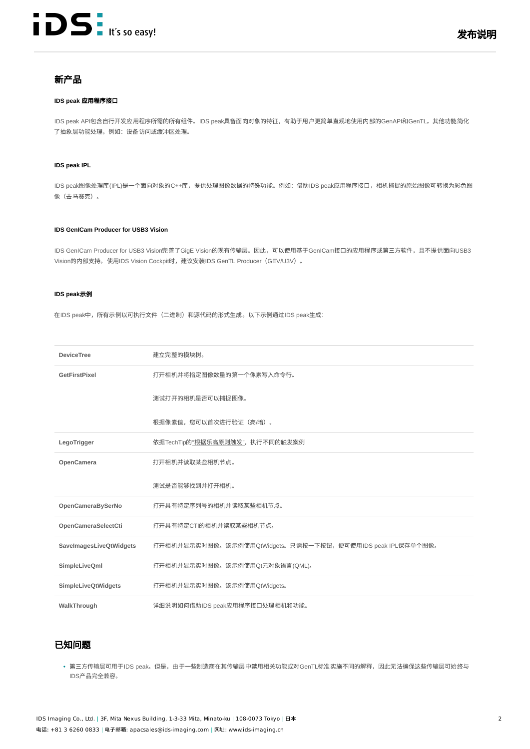## 新产品

### IDS peak 应用程序接口

IDS peak API包含自行开发应用程序所需的所有组件。IDS peak具备面向对象的特征，有助于用户更简单直观地使用内部的GenAPI和GenTL。其他功能简化了抽象层功能处理，例如：设备访问或缓冲区处理。

### IDS peak IPL

IDS peak图像处理库(IPL)是一个面向对象的C++库，提供处理图像数据的特殊功能。例如：借助IDS peak应用程序接口，相机捕捉的原始图像可转换为彩色图像（去马赛克）。

### IDS GenICam Producer for USB3 Vision

IDS GenICam Producer for USB3 Vision完善了GigE Vision的现有传输层。因此，可以使用基于GenICam接口的应用程序或第三方软件，且不提供面向USB3 Vision的内部支持。使用IDS Vision Cockpit时，建议安装IDS GenTL Producer（GEV/U3V）。

### IDS peak示例

在IDS peak中，所有示例以可执行文件（二进制）和源代码的形式生成。以下示例通过IDS peak生成：

| | |
|---|---|
| **DeviceTree** | 建立完整的模块树。 |
| **GetFirstPixel** | 打开相机并将指定图像数量的第一个像素写入命令行。<br><br>测试打开的相机是否可以捕捉图像。<br><br>根据像素值，您可以首次进行验证（亮/暗）。 |
| **LegoTrigger** | 依据TechTip的"根据乐高原则触发"，执行不同的触发案例 |
| **OpenCamera** | 打开相机并读取某些相机节点。<br><br>测试是否能够找到并打开相机。 |
| **OpenCameraBySerNo** | 打开具有特定序列号的相机并读取某些相机节点。 |
| **OpenCameraSelectCti** | 打开具有特定CTI的相机并读取某些相机节点。 |
| **SaveImagesLiveQtWidgets** | 打开相机并显示实时图像。该示例使用QtWidgets。只需按一下按钮，便可使用IDS peak IPL保存单个图像。 |
| **SimpleLiveQml** | 打开相机并显示实时图像。该示例使用Qt元对象语言(QML)。 |
| **SimpleLiveQtWidgets** | 打开相机并显示实时图像。该示例使用QtWidgets。 |
| **WalkThrough** | 详细说明如何借助IDS peak应用程序接口处理相机和功能。 |

## 已知问题

- 第三方传输层可用于IDS peak。但是，由于一些制造商在其传输层中禁用相关功能或对GenTL标准实施不同的解释，因此无法确保这些传输层可始终与IDS产品完全兼容。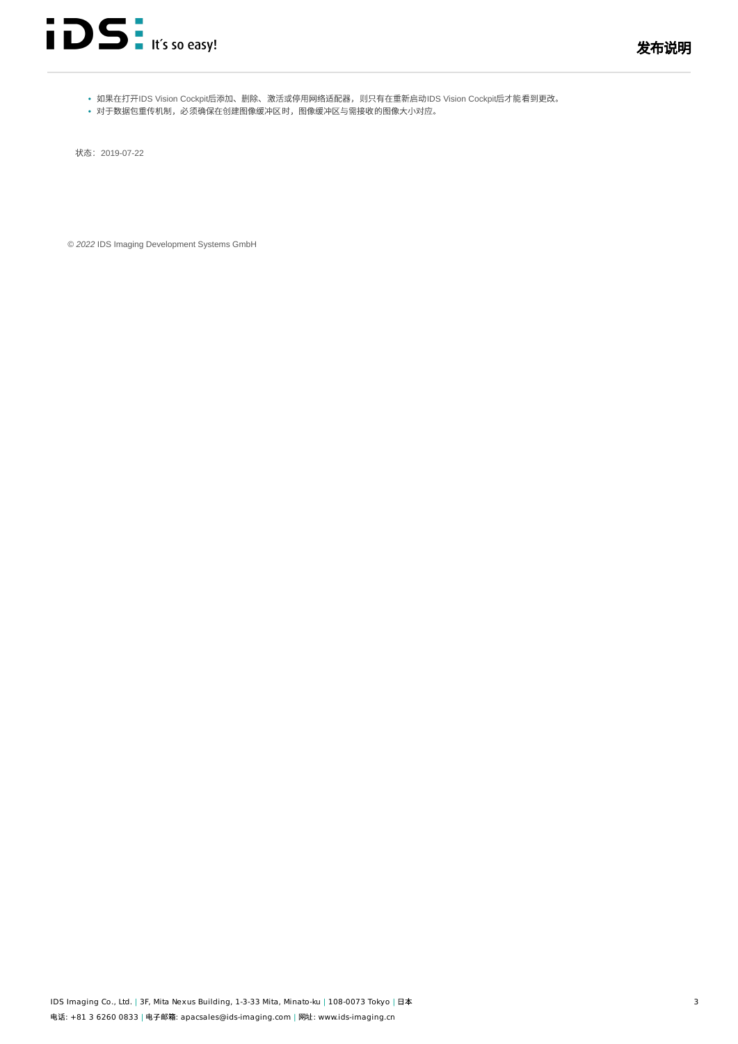- 如果在打开IDS Vision Cockpit后添加、删除、激活或停用网络适配器，则只有在重新启动IDS Vision Cockpit后才能看到更改。
- 对于数据包重传机制，必须确保在创建图像缓冲区时，图像缓冲区与需接收的图像大小对应。

状态：2019-07-22

© *2022* IDS Imaging Development Systems GmbH